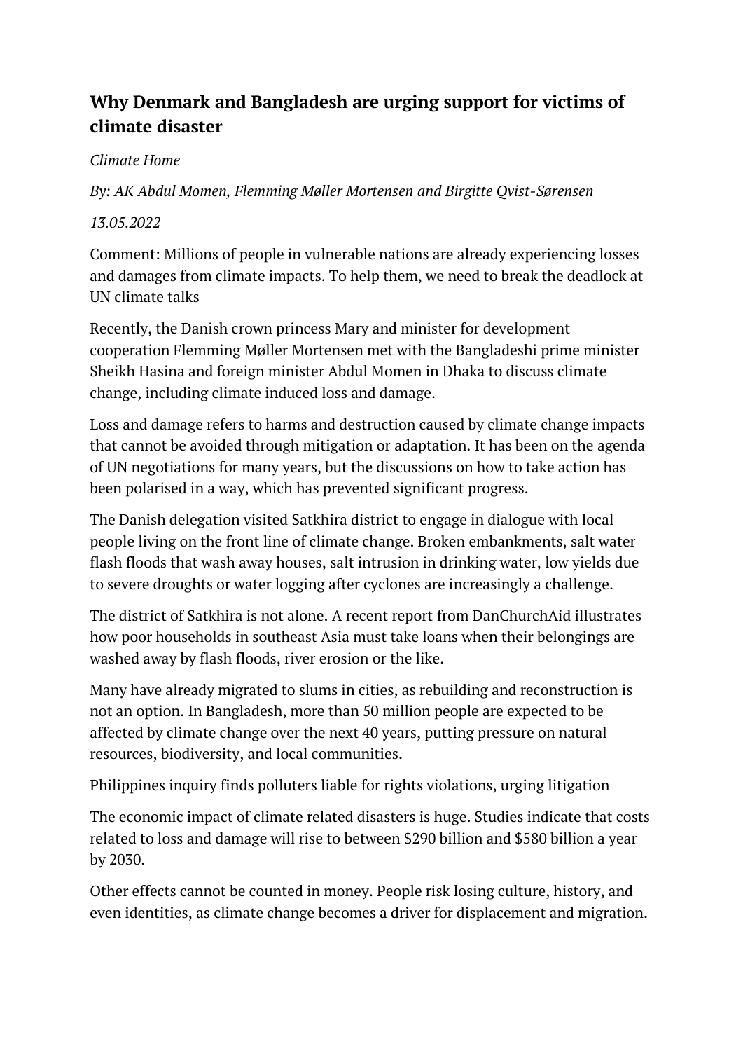## Why Denmark and Bangladesh are urging support for victims of climate disaster

*Climate Home*

*By: AK Abdul Momen, Flemming Møller Mortensen and Birgitte Qvist-Sørensen*

*13.05.2022*

Comment: Millions of people in vulnerable nations are already experiencing losses and damages from climate impacts. To help them, we need to break the deadlock at UN climate talks

Recently, the Danish crown princess Mary and minister for development cooperation Flemming Møller Mortensen met with the Bangladeshi prime minister Sheikh Hasina and foreign minister Abdul Momen in Dhaka to discuss climate change, including climate induced loss and damage.

Loss and damage refers to harms and destruction caused by climate change impacts that cannot be avoided through mitigation or adaptation. It has been on the agenda of UN negotiations for many years, but the discussions on how to take action has been polarised in a way, which has prevented significant progress.

The Danish delegation visited Satkhira district to engage in dialogue with local people living on the front line of climate change. Broken embankments, salt water flash floods that wash away houses, salt intrusion in drinking water, low yields due to severe droughts or water logging after cyclones are increasingly a challenge.

The district of Satkhira is not alone. A recent report from DanChurchAid illustrates how poor households in southeast Asia must take loans when their belongings are washed away by flash floods, river erosion or the like.

Many have already migrated to slums in cities, as rebuilding and reconstruction is not an option. In Bangladesh, more than 50 million people are expected to be affected by climate change over the next 40 years, putting pressure on natural resources, biodiversity, and local communities.

Philippines inquiry finds polluters liable for rights violations, urging litigation

The economic impact of climate related disasters is huge. Studies indicate that costs related to loss and damage will rise to between $290 billion and $580 billion a year by 2030.

Other effects cannot be counted in money. People risk losing culture, history, and even identities, as climate change becomes a driver for displacement and migration.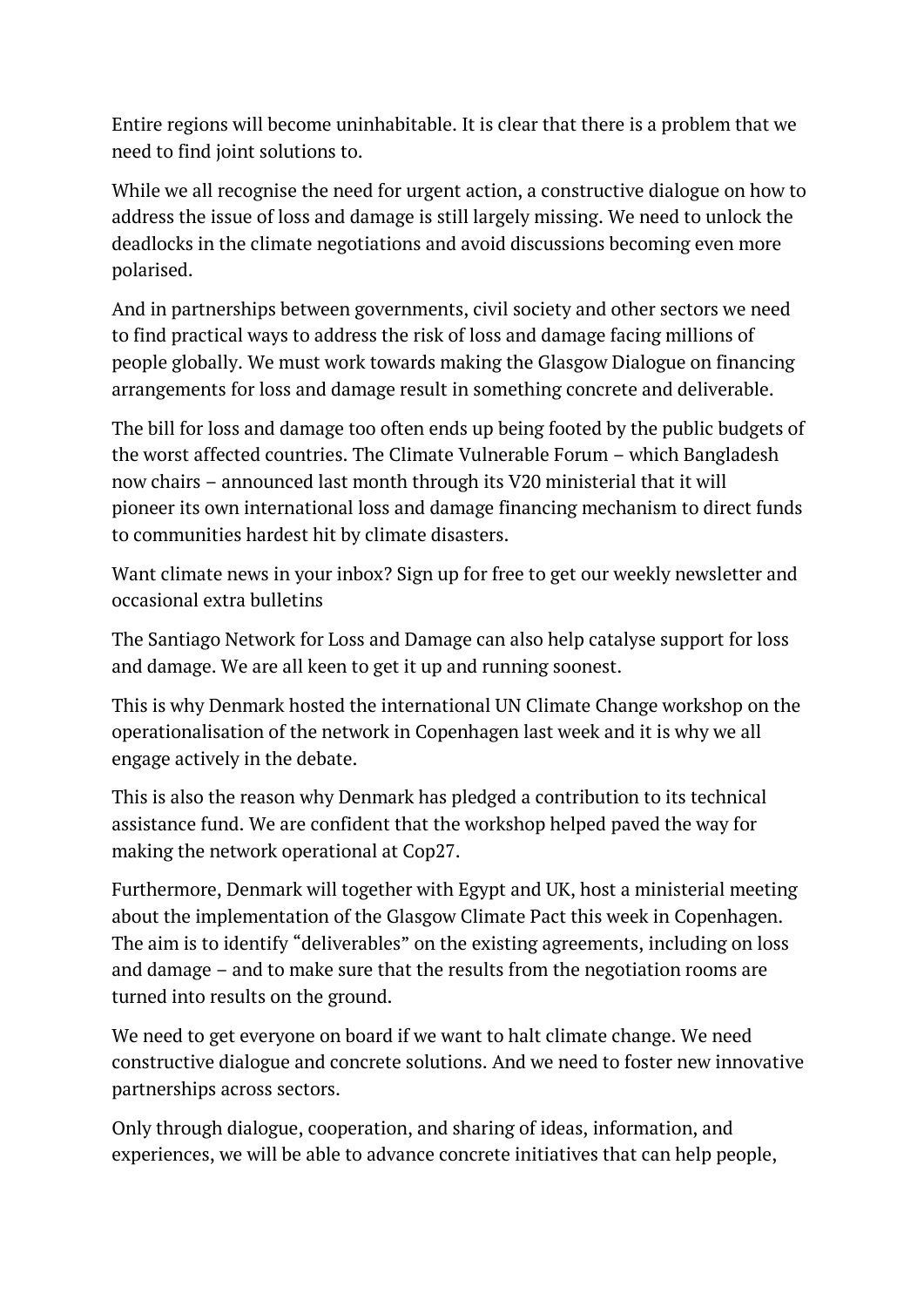Entire regions will become uninhabitable. It is clear that there is a problem that we need to find joint solutions to.

While we all recognise the need for urgent action, a constructive dialogue on how to address the issue of loss and damage is still largely missing. We need to unlock the deadlocks in the climate negotiations and avoid discussions becoming even more polarised.

And in partnerships between governments, civil society and other sectors we need to find practical ways to address the risk of loss and damage facing millions of people globally. We must work towards making the Glasgow Dialogue on financing arrangements for loss and damage result in something concrete and deliverable.

The bill for loss and damage too often ends up being footed by the public budgets of the worst affected countries. The Climate Vulnerable Forum – which Bangladesh now chairs – announced last month through its V20 ministerial that it will pioneer its own international loss and damage financing mechanism to direct funds to communities hardest hit by climate disasters.

Want climate news in your inbox? Sign up for free to get our weekly newsletter and occasional extra bulletins

The Santiago Network for Loss and Damage can also help catalyse support for loss and damage. We are all keen to get it up and running soonest.

This is why Denmark hosted the international UN Climate Change workshop on the operationalisation of the network in Copenhagen last week and it is why we all engage actively in the debate.

This is also the reason why Denmark has pledged a contribution to its technical assistance fund. We are confident that the workshop helped paved the way for making the network operational at Cop27.

Furthermore, Denmark will together with Egypt and UK, host a ministerial meeting about the implementation of the Glasgow Climate Pact this week in Copenhagen. The aim is to identify "deliverables" on the existing agreements, including on loss and damage – and to make sure that the results from the negotiation rooms are turned into results on the ground.

We need to get everyone on board if we want to halt climate change. We need constructive dialogue and concrete solutions. And we need to foster new innovative partnerships across sectors.

Only through dialogue, cooperation, and sharing of ideas, information, and experiences, we will be able to advance concrete initiatives that can help people,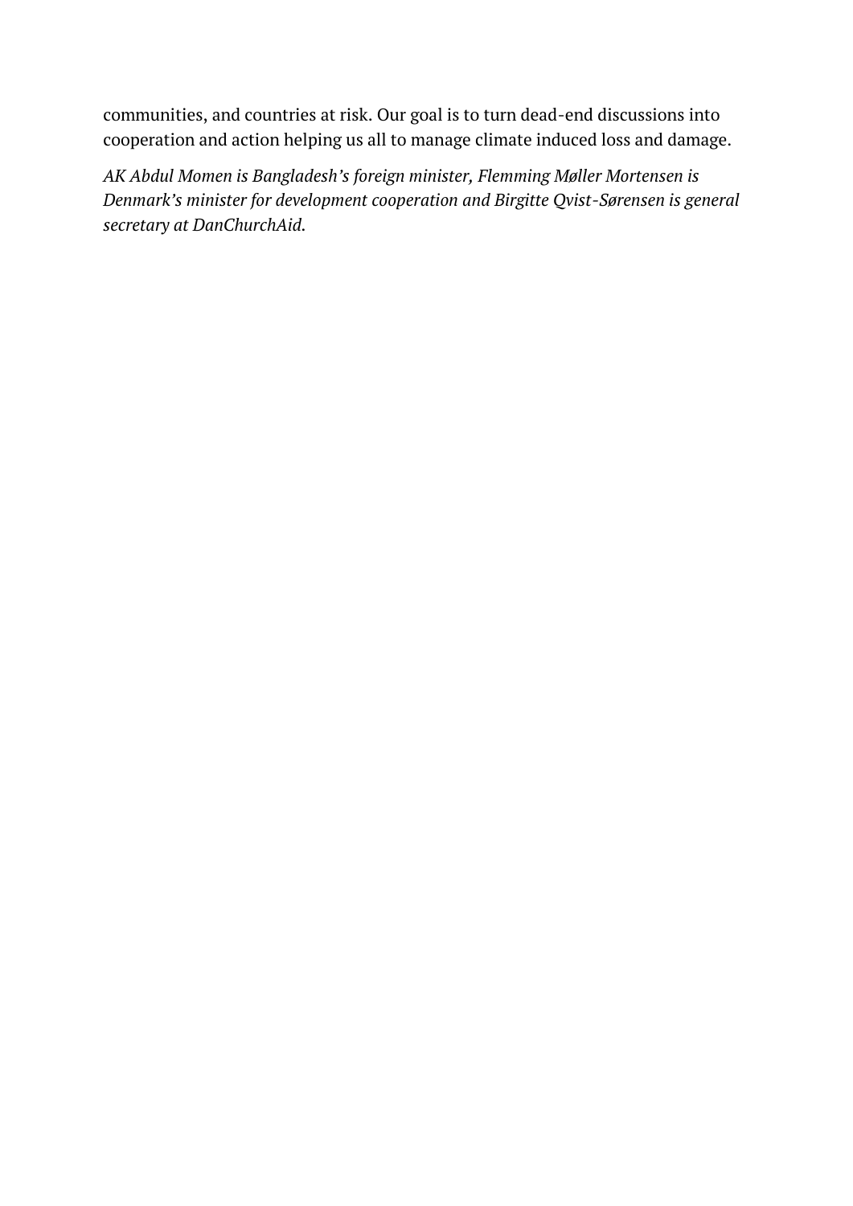communities, and countries at risk. Our goal is to turn dead-end discussions into cooperation and action helping us all to manage climate induced loss and damage.

*AK Abdul Momen is Bangladesh's foreign minister, Flemming Møller Mortensen is Denmark's minister for development cooperation and Birgitte Qvist-Sørensen is general secretary at DanChurchAid.*